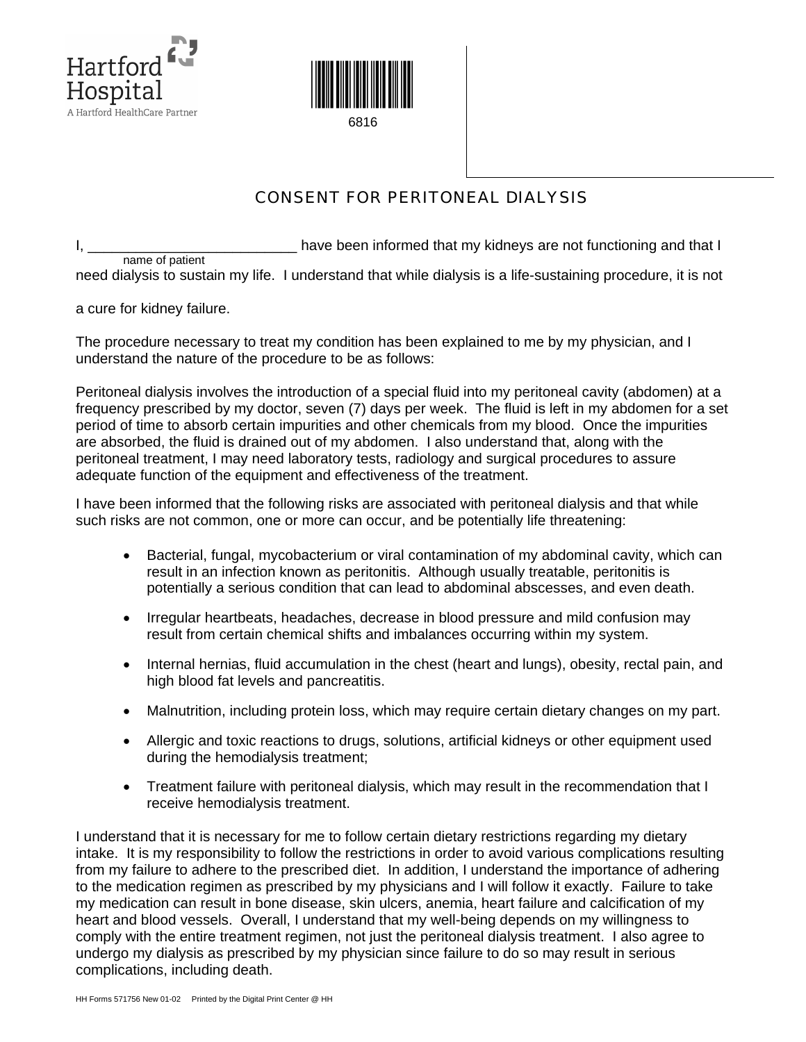Hartford Hospital
A Hartford HealthCare Partner

6816

# CONSENT FOR PERITONEAL DIALYSIS

I, __________________________ have been informed that my kidneys are not functioning and that I
name of patient
need dialysis to sustain my life. I understand that while dialysis is a life-sustaining procedure, it is not a cure for kidney failure.

The procedure necessary to treat my condition has been explained to me by my physician, and I understand the nature of the procedure to be as follows:

Peritoneal dialysis involves the introduction of a special fluid into my peritoneal cavity (abdomen) at a frequency prescribed by my doctor, seven (7) days per week. The fluid is left in my abdomen for a set period of time to absorb certain impurities and other chemicals from my blood. Once the impurities are absorbed, the fluid is drained out of my abdomen. I also understand that, along with the peritoneal treatment, I may need laboratory tests, radiology and surgical procedures to assure adequate function of the equipment and effectiveness of the treatment.

I have been informed that the following risks are associated with peritoneal dialysis and that while such risks are not common, one or more can occur, and be potentially life threatening:

- Bacterial, fungal, mycobacterium or viral contamination of my abdominal cavity, which can result in an infection known as peritonitis. Although usually treatable, peritonitis is potentially a serious condition that can lead to abdominal abscesses, and even death.
- Irregular heartbeats, headaches, decrease in blood pressure and mild confusion may result from certain chemical shifts and imbalances occurring within my system.
- Internal hernias, fluid accumulation in the chest (heart and lungs), obesity, rectal pain, and high blood fat levels and pancreatitis.
- Malnutrition, including protein loss, which may require certain dietary changes on my part.
- Allergic and toxic reactions to drugs, solutions, artificial kidneys or other equipment used during the hemodialysis treatment;
- Treatment failure with peritoneal dialysis, which may result in the recommendation that I receive hemodialysis treatment.

I understand that it is necessary for me to follow certain dietary restrictions regarding my dietary intake. It is my responsibility to follow the restrictions in order to avoid various complications resulting from my failure to adhere to the prescribed diet. In addition, I understand the importance of adhering to the medication regimen as prescribed by my physicians and I will follow it exactly. Failure to take my medication can result in bone disease, skin ulcers, anemia, heart failure and calcification of my heart and blood vessels. Overall, I understand that my well-being depends on my willingness to comply with the entire treatment regimen, not just the peritoneal dialysis treatment. I also agree to undergo my dialysis as prescribed by my physician since failure to do so may result in serious complications, including death.

HH Forms 571756 New 01-02 Printed by the Digital Print Center @ HH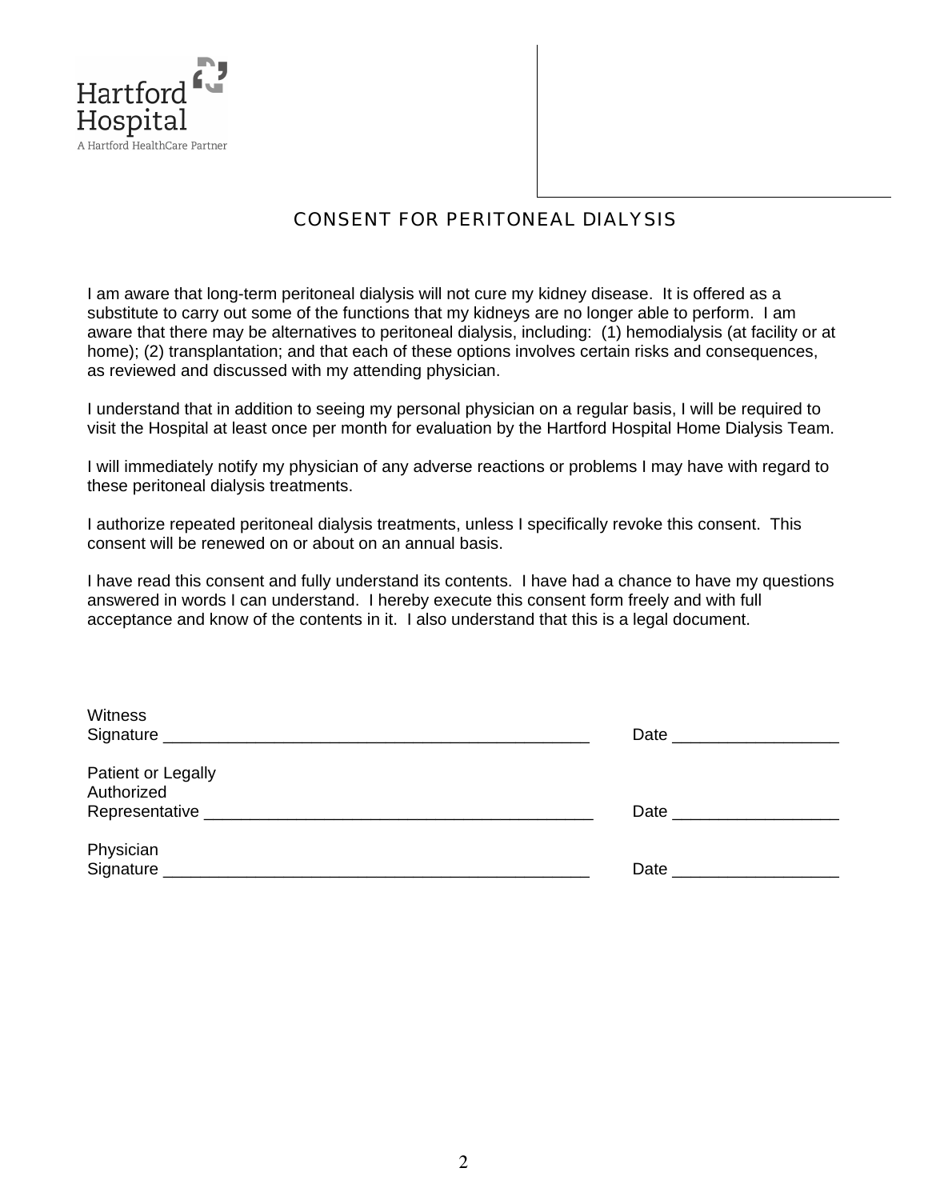Hartford Hospital
A Hartford HealthCare Partner

# CONSENT FOR PERITONEAL DIALYSIS

I am aware that long-term peritoneal dialysis will not cure my kidney disease. It is offered as a substitute to carry out some of the functions that my kidneys are no longer able to perform. I am aware that there may be alternatives to peritoneal dialysis, including: (1) hemodialysis (at facility or at home); (2) transplantation; and that each of these options involves certain risks and consequences, as reviewed and discussed with my attending physician.

I understand that in addition to seeing my personal physician on a regular basis, I will be required to visit the Hospital at least once per month for evaluation by the Hartford Hospital Home Dialysis Team.

I will immediately notify my physician of any adverse reactions or problems I may have with regard to these peritoneal dialysis treatments.

I authorize repeated peritoneal dialysis treatments, unless I specifically revoke this consent. This consent will be renewed on or about on an annual basis.

I have read this consent and fully understand its contents. I have had a chance to have my questions answered in words I can understand. I hereby execute this consent form freely and with full acceptance and know of the contents in it. I also understand that this is a legal document.

Witness
Signature _______________________________________________ Date __________________

Patient or Legally
Authorized
Representative ___________________________________________ Date __________________

Physician
Signature _______________________________________________ Date __________________